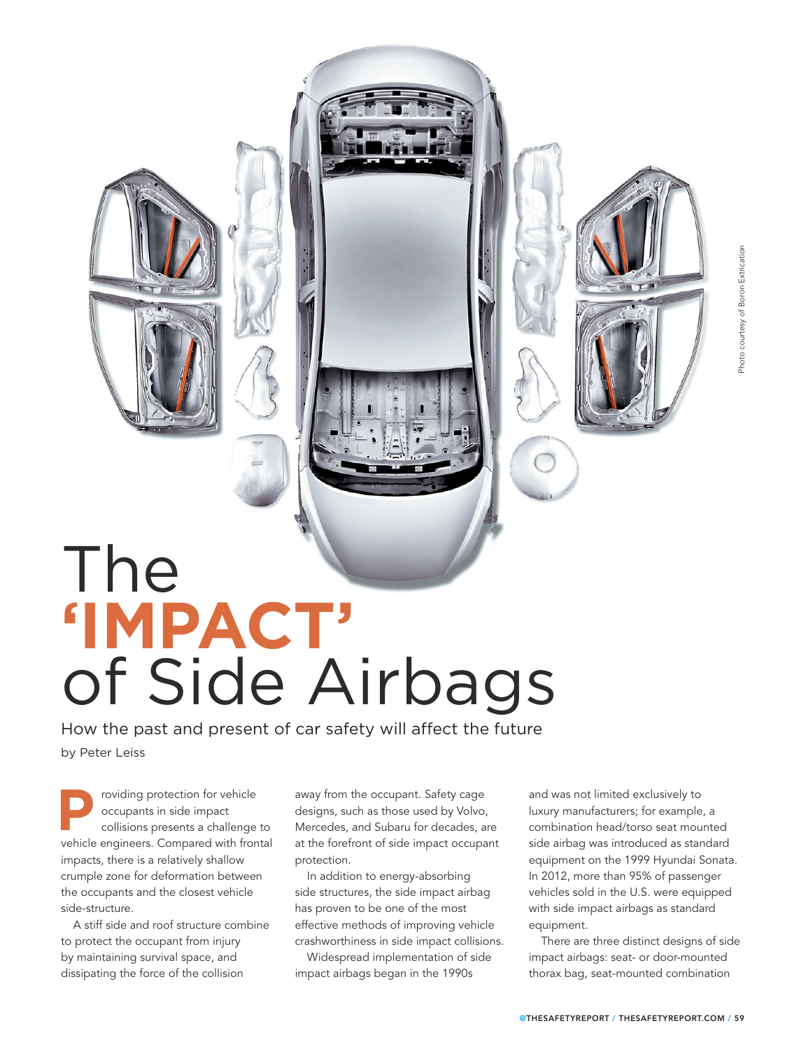Photo courtesy of Boron Extrication

# The 'IMPACT' of Side Airbags

## How the past and present of car safety will affect the future

by Peter Leiss

Providing protection for vehicle occupants in side impact collisions presents a challenge to vehicle engineers. Compared with frontal impacts, there is a relatively shallow crumple zone for deformation between the occupants and the closest vehicle side-structure.

A stiff side and roof structure combine to protect the occupant from injury by maintaining survival space, and dissipating the force of the collision away from the occupant. Safety cage designs, such as those used by Volvo, Mercedes, and Subaru for decades, are at the forefront of side impact occupant protection.

In addition to energy-absorbing side structures, the side impact airbag has proven to be one of the most effective methods of improving vehicle crashworthiness in side impact collisions.

Widespread implementation of side impact airbags began in the 1990s and was not limited exclusively to luxury manufacturers; for example, a combination head/torso seat mounted side airbag was introduced as standard equipment on the 1999 Hyundai Sonata. In 2012, more than 95% of passenger vehicles sold in the U.S. were equipped with side impact airbags as standard equipment.

There are three distinct designs of side impact airbags: seat- or door-mounted thorax bag, seat-mounted combination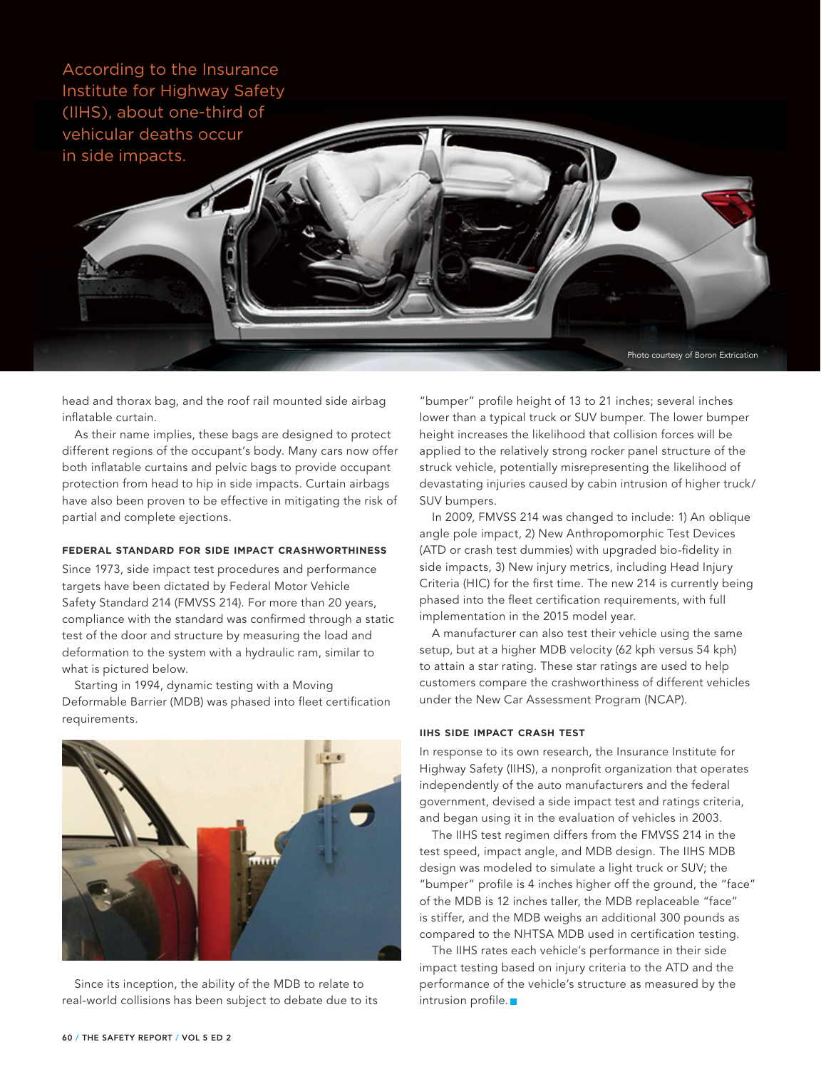According to the Insurance Institute for Highway Safety (IIHS), about one-third of vehicular deaths occur in side impacts.

Photo courtesy of Boron Extrication

head and thorax bag, and the roof rail mounted side airbag inflatable curtain.

As their name implies, these bags are designed to protect different regions of the occupant's body. Many cars now offer both inflatable curtains and pelvic bags to provide occupant protection from head to hip in side impacts. Curtain airbags have also been proven to be effective in mitigating the risk of partial and complete ejections.

#### FEDERAL STANDARD FOR SIDE IMPACT CRASHWORTHINESS

Since 1973, side impact test procedures and performance targets have been dictated by Federal Motor Vehicle Safety Standard 214 (FMVSS 214). For more than 20 years, compliance with the standard was confirmed through a static test of the door and structure by measuring the load and deformation to the system with a hydraulic ram, similar to what is pictured below.

Starting in 1994, dynamic testing with a Moving Deformable Barrier (MDB) was phased into fleet certification requirements.

Since its inception, the ability of the MDB to relate to real-world collisions has been subject to debate due to its "bumper" profile height of 13 to 21 inches; several inches lower than a typical truck or SUV bumper. The lower bumper height increases the likelihood that collision forces will be applied to the relatively strong rocker panel structure of the struck vehicle, potentially misrepresenting the likelihood of devastating injuries caused by cabin intrusion of higher truck/SUV bumpers.

In 2009, FMVSS 214 was changed to include: 1) An oblique angle pole impact, 2) New Anthropomorphic Test Devices (ATD or crash test dummies) with upgraded bio-fidelity in side impacts, 3) New injury metrics, including Head Injury Criteria (HIC) for the first time. The new 214 is currently being phased into the fleet certification requirements, with full implementation in the 2015 model year.

A manufacturer can also test their vehicle using the same setup, but at a higher MDB velocity (62 kph versus 54 kph) to attain a star rating. These star ratings are used to help customers compare the crashworthiness of different vehicles under the New Car Assessment Program (NCAP).

#### IIHS SIDE IMPACT CRASH TEST

In response to its own research, the Insurance Institute for Highway Safety (IIHS), a nonprofit organization that operates independently of the auto manufacturers and the federal government, devised a side impact test and ratings criteria, and began using it in the evaluation of vehicles in 2003.

The IIHS test regimen differs from the FMVSS 214 in the test speed, impact angle, and MDB design. The IIHS MDB design was modeled to simulate a light truck or SUV; the "bumper" profile is 4 inches higher off the ground, the "face" of the MDB is 12 inches taller, the MDB replaceable "face" is stiffer, and the MDB weighs an additional 300 pounds as compared to the NHTSA MDB used in certification testing.

The IIHS rates each vehicle's performance in their side impact testing based on injury criteria to the ATD and the performance of the vehicle's structure as measured by the intrusion profile.